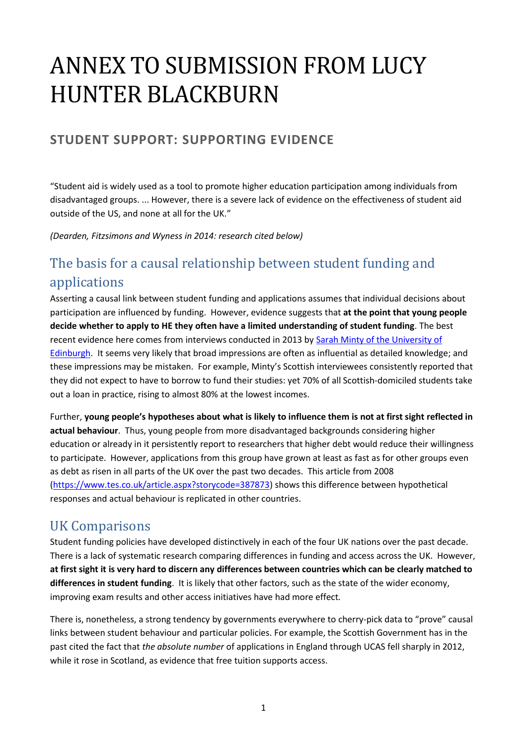# ANNEX TO SUBMISSION FROM LUCY HUNTER BLACKBURN

## STUDENT SUPPORT: SUPPORTING EVIDENCE

"Student aid is widely used as a tool to promote higher education participation among individuals from disadvantaged groups. ... However, there is a severe lack of evidence on the effectiveness of student aid outside of the US, and none at all for the UK."

*(Dearden, Fitzsimons and Wyness in 2014: research cited below)*

## The basis for a causal relationship between student funding and applications

Asserting a causal link between student funding and applications assumes that individual decisions about participation are influenced by funding. However, evidence suggests that **at the point that young people decide whether to apply to HE they often have a limited understanding of student funding**. The best recent evidence here comes from interviews conducted in 2013 by Sarah Minty of the University of Edinburgh. It seems very likely that broad impressions are often as influential as detailed knowledge; and these impressions may be mistaken. For example, Minty's Scottish interviewees consistently reported that they did not expect to have to borrow to fund their studies: yet 70% of all Scottish-domiciled students take out a loan in practice, rising to almost 80% at the lowest incomes.

Further, **young people's hypotheses about what is likely to influence them is not at first sight reflected in actual behaviour**. Thus, young people from more disadvantaged backgrounds considering higher education or already in it persistently report to researchers that higher debt would reduce their willingness to participate. However, applications from this group have grown at least as fast as for other groups even as debt as risen in all parts of the UK over the past two decades. This article from 2008 (https://www.tes.co.uk/article.aspx?storycode=387873) shows this difference between hypothetical responses and actual behaviour is replicated in other countries.

## UK Comparisons

Student funding policies have developed distinctively in each of the four UK nations over the past decade. There is a lack of systematic research comparing differences in funding and access across the UK. However, **at first sight it is very hard to discern any differences between countries which can be clearly matched to differences in student funding**. It is likely that other factors, such as the state of the wider economy, improving exam results and other access initiatives have had more effect.

There is, nonetheless, a strong tendency by governments everywhere to cherry-pick data to "prove" causal links between student behaviour and particular policies. For example, the Scottish Government has in the past cited the fact that *the absolute number* of applications in England through UCAS fell sharply in 2012, while it rose in Scotland, as evidence that free tuition supports access.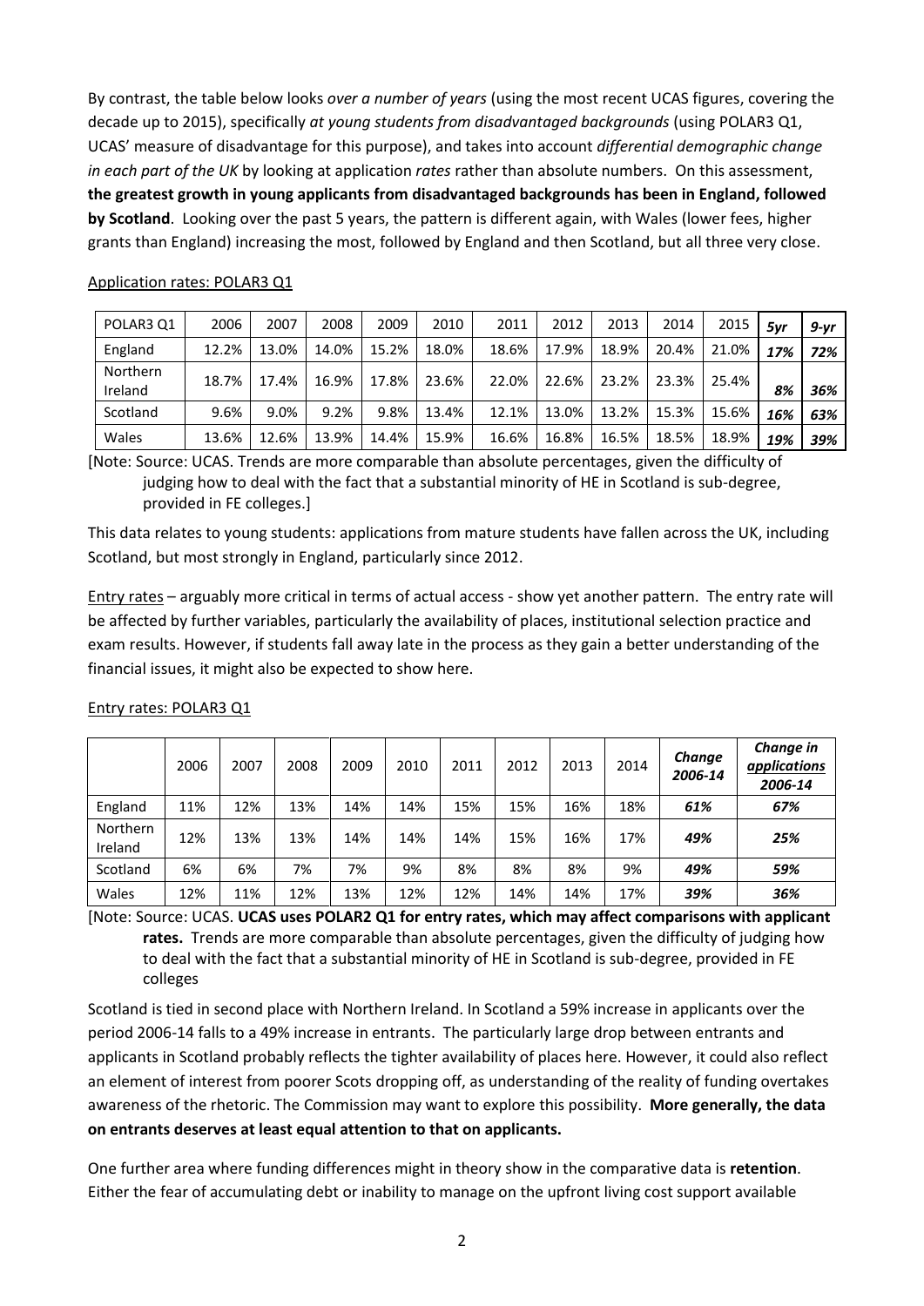By contrast, the table below looks *over a number of years* (using the most recent UCAS figures, covering the decade up to 2015), specifically *at young students from disadvantaged backgrounds* (using POLAR3 Q1, UCAS' measure of disadvantage for this purpose), and takes into account *differential demographic change in each part of the UK* by looking at application *rates* rather than absolute numbers. On this assessment, **the greatest growth in young applicants from disadvantaged backgrounds has been in England, followed by Scotland**. Looking over the past 5 years, the pattern is different again, with Wales (lower fees, higher grants than England) increasing the most, followed by England and then Scotland, but all three very close.

Application rates: POLAR3 Q1

| POLAR3 Q1 | 2006 | 2007 | 2008 | 2009 | 2010 | 2011 | 2012 | 2013 | 2014 | 2015 | *5yr* | *9-yr* |
|---|---|---|---|---|---|---|---|---|---|---|---|---|
| England | 12.2% | 13.0% | 14.0% | 15.2% | 18.0% | 18.6% | 17.9% | 18.9% | 20.4% | 21.0% | *17%* | *72%* |
| Northern Ireland | 18.7% | 17.4% | 16.9% | 17.8% | 23.6% | 22.0% | 22.6% | 23.2% | 23.3% | 25.4% | *8%* | *36%* |
| Scotland | 9.6% | 9.0% | 9.2% | 9.8% | 13.4% | 12.1% | 13.0% | 13.2% | 15.3% | 15.6% | *16%* | *63%* |
| Wales | 13.6% | 12.6% | 13.9% | 14.4% | 15.9% | 16.6% | 16.8% | 16.5% | 18.5% | 18.9% | *19%* | *39%* |

[Note: Source: UCAS. Trends are more comparable than absolute percentages, given the difficulty of judging how to deal with the fact that a substantial minority of HE in Scotland is sub-degree, provided in FE colleges.]

This data relates to young students: applications from mature students have fallen across the UK, including Scotland, but most strongly in England, particularly since 2012.

Entry rates – arguably more critical in terms of actual access - show yet another pattern. The entry rate will be affected by further variables, particularly the availability of places, institutional selection practice and exam results. However, if students fall away late in the process as they gain a better understanding of the financial issues, it might also be expected to show here.

Entry rates: POLAR3 Q1

| | 2006 | 2007 | 2008 | 2009 | 2010 | 2011 | 2012 | 2013 | 2014 | *Change 2006-14* | *Change in applications 2006-14* |
|---|---|---|---|---|---|---|---|---|---|---|---|
| England | 11% | 12% | 13% | 14% | 14% | 15% | 15% | 16% | 18% | *61%* | *67%* |
| Northern Ireland | 12% | 13% | 13% | 14% | 14% | 14% | 15% | 16% | 17% | *49%* | *25%* |
| Scotland | 6% | 6% | 7% | 7% | 9% | 8% | 8% | 8% | 9% | *49%* | *59%* |
| Wales | 12% | 11% | 12% | 13% | 12% | 12% | 14% | 14% | 17% | *39%* | *36%* |

[Note: Source: UCAS. **UCAS uses POLAR2 Q1 for entry rates, which may affect comparisons with applicant rates.** Trends are more comparable than absolute percentages, given the difficulty of judging how to deal with the fact that a substantial minority of HE in Scotland is sub-degree, provided in FE colleges

Scotland is tied in second place with Northern Ireland. In Scotland a 59% increase in applicants over the period 2006-14 falls to a 49% increase in entrants. The particularly large drop between entrants and applicants in Scotland probably reflects the tighter availability of places here. However, it could also reflect an element of interest from poorer Scots dropping off, as understanding of the reality of funding overtakes awareness of the rhetoric. The Commission may want to explore this possibility. **More generally, the data on entrants deserves at least equal attention to that on applicants.**

One further area where funding differences might in theory show in the comparative data is **retention**. Either the fear of accumulating debt or inability to manage on the upfront living cost support available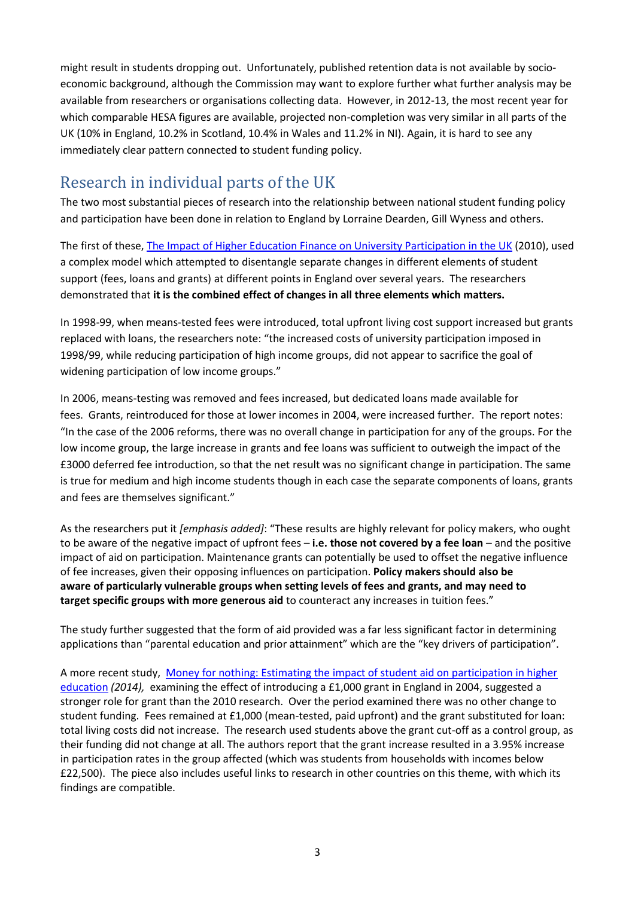might result in students dropping out. Unfortunately, published retention data is not available by socio-economic background, although the Commission may want to explore further what further analysis may be available from researchers or organisations collecting data. However, in 2012-13, the most recent year for which comparable HESA figures are available, projected non-completion was very similar in all parts of the UK (10% in England, 10.2% in Scotland, 10.4% in Wales and 11.2% in NI). Again, it is hard to see any immediately clear pattern connected to student funding policy.

## Research in individual parts of the UK

The two most substantial pieces of research into the relationship between national student funding policy and participation have been done in relation to England by Lorraine Dearden, Gill Wyness and others.

The first of these, The Impact of Higher Education Finance on University Participation in the UK (2010), used a complex model which attempted to disentangle separate changes in different elements of student support (fees, loans and grants) at different points in England over several years. The researchers demonstrated that **it is the combined effect of changes in all three elements which matters.**

In 1998-99, when means-tested fees were introduced, total upfront living cost support increased but grants replaced with loans, the researchers note: "the increased costs of university participation imposed in 1998/99, while reducing participation of high income groups, did not appear to sacrifice the goal of widening participation of low income groups."

In 2006, means-testing was removed and fees increased, but dedicated loans made available for fees. Grants, reintroduced for those at lower incomes in 2004, were increased further. The report notes: "In the case of the 2006 reforms, there was no overall change in participation for any of the groups. For the low income group, the large increase in grants and fee loans was sufficient to outweigh the impact of the £3000 deferred fee introduction, so that the net result was no significant change in participation. The same is true for medium and high income students though in each case the separate components of loans, grants and fees are themselves significant."

As the researchers put it *[emphasis added]*: "These results are highly relevant for policy makers, who ought to be aware of the negative impact of upfront fees – **i.e. those not covered by a fee loan** – and the positive impact of aid on participation. Maintenance grants can potentially be used to offset the negative influence of fee increases, given their opposing influences on participation. **Policy makers should also be aware of particularly vulnerable groups when setting levels of fees and grants, and may need to target specific groups with more generous aid** to counteract any increases in tuition fees."

The study further suggested that the form of aid provided was a far less significant factor in determining applications than "parental education and prior attainment" which are the "key drivers of participation".

A more recent study, Money for nothing: Estimating the impact of student aid on participation in higher education *(2014),* examining the effect of introducing a £1,000 grant in England in 2004, suggested a stronger role for grant than the 2010 research. Over the period examined there was no other change to student funding. Fees remained at £1,000 (mean-tested, paid upfront) and the grant substituted for loan: total living costs did not increase. The research used students above the grant cut-off as a control group, as their funding did not change at all. The authors report that the grant increase resulted in a 3.95% increase in participation rates in the group affected (which was students from households with incomes below £22,500). The piece also includes useful links to research in other countries on this theme, with which its findings are compatible.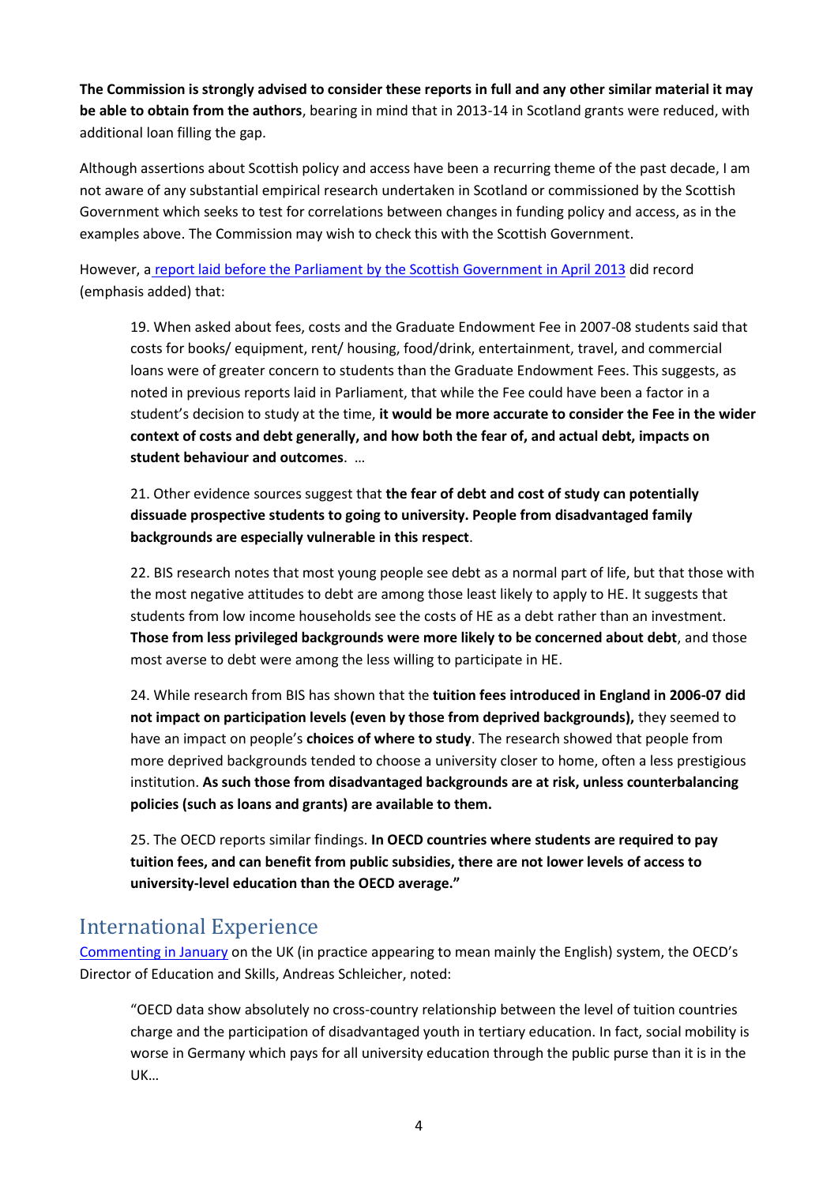**The Commission is strongly advised to consider these reports in full and any other similar material it may be able to obtain from the authors**, bearing in mind that in 2013-14 in Scotland grants were reduced, with additional loan filling the gap.

Although assertions about Scottish policy and access have been a recurring theme of the past decade, I am not aware of any substantial empirical research undertaken in Scotland or commissioned by the Scottish Government which seeks to test for correlations between changes in funding policy and access, as in the examples above. The Commission may wish to check this with the Scottish Government.

However, a report laid before the Parliament by the Scottish Government in April 2013 did record (emphasis added) that:

> 19. When asked about fees, costs and the Graduate Endowment Fee in 2007-08 students said that costs for books/ equipment, rent/ housing, food/drink, entertainment, travel, and commercial loans were of greater concern to students than the Graduate Endowment Fees. This suggests, as noted in previous reports laid in Parliament, that while the Fee could have been a factor in a student's decision to study at the time, **it would be more accurate to consider the Fee in the wider context of costs and debt generally, and how both the fear of, and actual debt, impacts on student behaviour and outcomes**. …
>
> 21. Other evidence sources suggest that **the fear of debt and cost of study can potentially dissuade prospective students to going to university. People from disadvantaged family backgrounds are especially vulnerable in this respect**.
>
> 22. BIS research notes that most young people see debt as a normal part of life, but that those with the most negative attitudes to debt are among those least likely to apply to HE. It suggests that students from low income households see the costs of HE as a debt rather than an investment. **Those from less privileged backgrounds were more likely to be concerned about debt**, and those most averse to debt were among the less willing to participate in HE.
>
> 24. While research from BIS has shown that the **tuition fees introduced in England in 2006-07 did not impact on participation levels (even by those from deprived backgrounds),** they seemed to have an impact on people's **choices of where to study**. The research showed that people from more deprived backgrounds tended to choose a university closer to home, often a less prestigious institution. **As such those from disadvantaged backgrounds are at risk, unless counterbalancing policies (such as loans and grants) are available to them.**
>
> 25. The OECD reports similar findings. **In OECD countries where students are required to pay tuition fees, and can benefit from public subsidies, there are not lower levels of access to university-level education than the OECD average."**

## International Experience

Commenting in January on the UK (in practice appearing to mean mainly the English) system, the OECD's Director of Education and Skills, Andreas Schleicher, noted:

> "OECD data show absolutely no cross-country relationship between the level of tuition countries charge and the participation of disadvantaged youth in tertiary education. In fact, social mobility is worse in Germany which pays for all university education through the public purse than it is in the UK…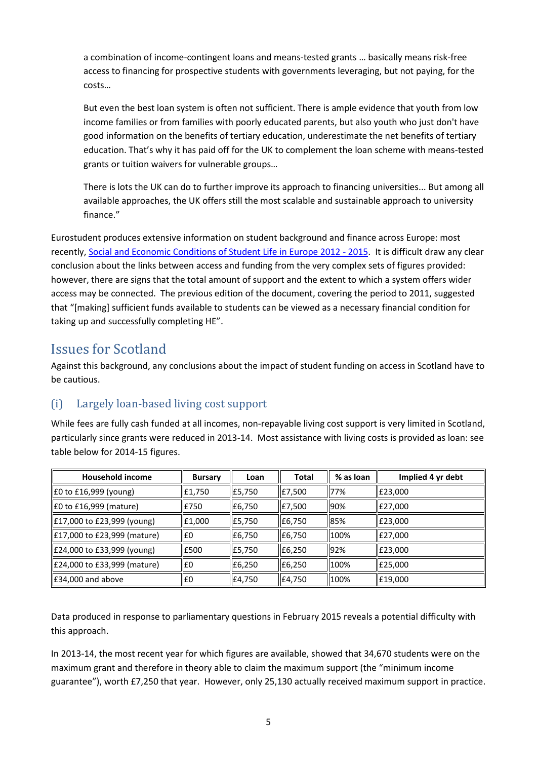a combination of income-contingent loans and means-tested grants … basically means risk-free access to financing for prospective students with governments leveraging, but not paying, for the costs…

But even the best loan system is often not sufficient. There is ample evidence that youth from low income families or from families with poorly educated parents, but also youth who just don't have good information on the benefits of tertiary education, underestimate the net benefits of tertiary education. That's why it has paid off for the UK to complement the loan scheme with means-tested grants or tuition waivers for vulnerable groups…

There is lots the UK can do to further improve its approach to financing universities... But among all available approaches, the UK offers still the most scalable and sustainable approach to university finance."

Eurostudent produces extensive information on student background and finance across Europe: most recently, Social and Economic Conditions of Student Life in Europe 2012 - 2015. It is difficult draw any clear conclusion about the links between access and funding from the very complex sets of figures provided: however, there are signs that the total amount of support and the extent to which a system offers wider access may be connected. The previous edition of the document, covering the period to 2011, suggested that "[making] sufficient funds available to students can be viewed as a necessary financial condition for taking up and successfully completing HE".

## Issues for Scotland

Against this background, any conclusions about the impact of student funding on access in Scotland have to be cautious.

### (i) Largely loan-based living cost support

While fees are fully cash funded at all incomes, non-repayable living cost support is very limited in Scotland, particularly since grants were reduced in 2013-14. Most assistance with living costs is provided as loan: see table below for 2014-15 figures.

| Household income | Bursary | Loan | Total | % as loan | Implied 4 yr debt |
|---|---|---|---|---|---|
| £0 to £16,999 (young) | £1,750 | £5,750 | £7,500 | 77% | £23,000 |
| £0 to £16,999 (mature) | £750 | £6,750 | £7,500 | 90% | £27,000 |
| £17,000 to £23,999 (young) | £1,000 | £5,750 | £6,750 | 85% | £23,000 |
| £17,000 to £23,999 (mature) | £0 | £6,750 | £6,750 | 100% | £27,000 |
| £24,000 to £33,999 (young) | £500 | £5,750 | £6,250 | 92% | £23,000 |
| £24,000 to £33,999 (mature) | £0 | £6,250 | £6,250 | 100% | £25,000 |
| £34,000 and above | £0 | £4,750 | £4,750 | 100% | £19,000 |

Data produced in response to parliamentary questions in February 2015 reveals a potential difficulty with this approach.

In 2013-14, the most recent year for which figures are available, showed that 34,670 students were on the maximum grant and therefore in theory able to claim the maximum support (the "minimum income guarantee"), worth £7,250 that year. However, only 25,130 actually received maximum support in practice.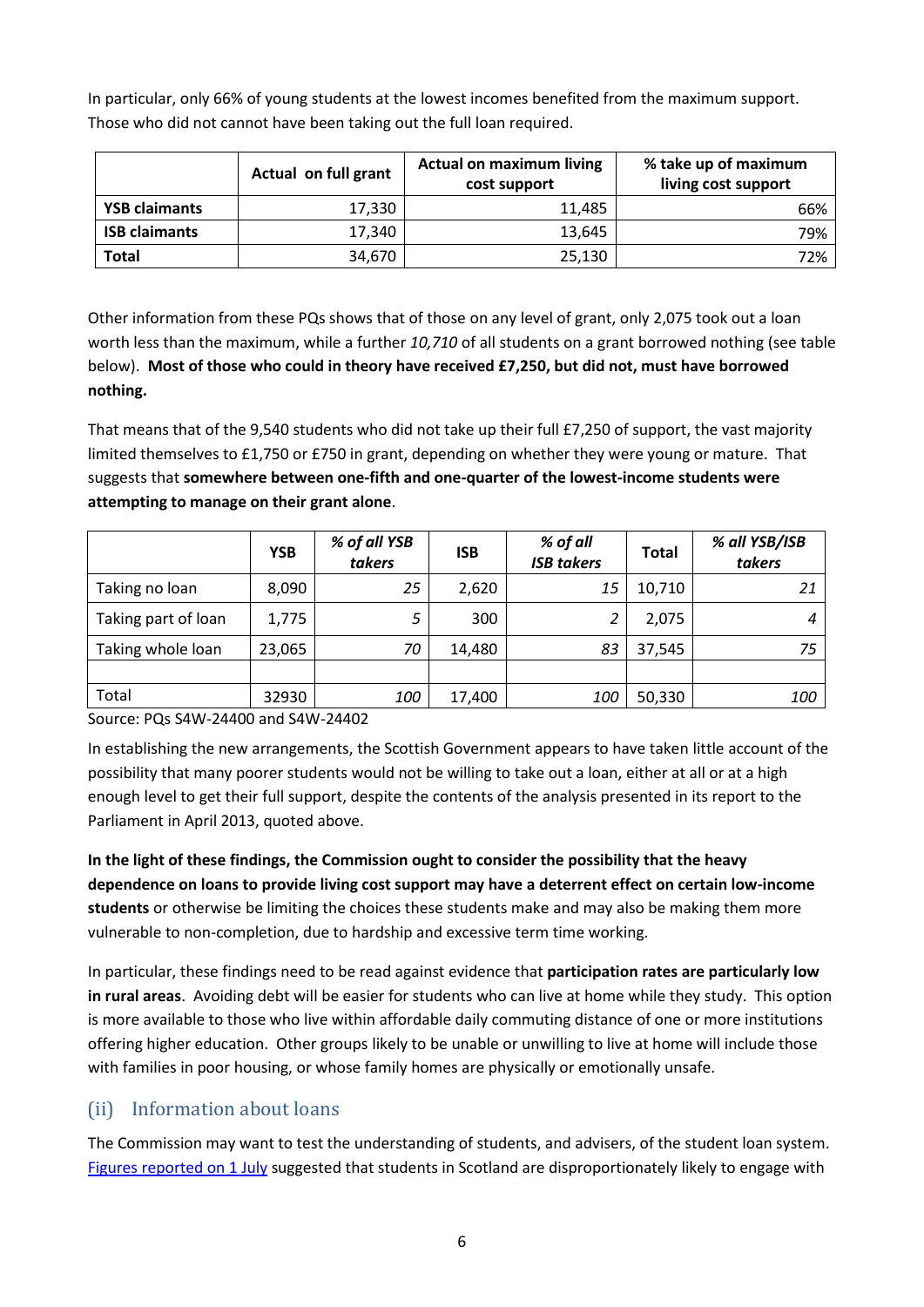In particular, only 66% of young students at the lowest incomes benefited from the maximum support. Those who did not cannot have been taking out the full loan required.

| | Actual on full grant | Actual on maximum living cost support | % take up of maximum living cost support |
|---|---|---|---|
| **YSB claimants** | 17,330 | 11,485 | 66% |
| **ISB claimants** | 17,340 | 13,645 | 79% |
| **Total** | 34,670 | 25,130 | 72% |

Other information from these PQs shows that of those on any level of grant, only 2,075 took out a loan worth less than the maximum, while a further *10,710* of all students on a grant borrowed nothing (see table below). **Most of those who could in theory have received £7,250, but did not, must have borrowed nothing.**

That means that of the 9,540 students who did not take up their full £7,250 of support, the vast majority limited themselves to £1,750 or £750 in grant, depending on whether they were young or mature. That suggests that **somewhere between one-fifth and one-quarter of the lowest-income students were attempting to manage on their grant alone**.

| | YSB | *% of all YSB takers* | ISB | *% of all ISB takers* | Total | *% all YSB/ISB takers* |
|---|---|---|---|---|---|---|
| Taking no loan | 8,090 | *25* | 2,620 | *15* | 10,710 | *21* |
| Taking part of loan | 1,775 | *5* | 300 | *2* | 2,075 | *4* |
| Taking whole loan | 23,065 | *70* | 14,480 | *83* | 37,545 | *75* |
| | | | | | | |
| Total | 32930 | *100* | 17,400 | *100* | 50,330 | *100* |

Source: PQs S4W-24400 and S4W-24402

In establishing the new arrangements, the Scottish Government appears to have taken little account of the possibility that many poorer students would not be willing to take out a loan, either at all or at a high enough level to get their full support, despite the contents of the analysis presented in its report to the Parliament in April 2013, quoted above.

**In the light of these findings, the Commission ought to consider the possibility that the heavy dependence on loans to provide living cost support may have a deterrent effect on certain low-income students** or otherwise be limiting the choices these students make and may also be making them more vulnerable to non-completion, due to hardship and excessive term time working.

In particular, these findings need to be read against evidence that **participation rates are particularly low in rural areas**. Avoiding debt will be easier for students who can live at home while they study. This option is more available to those who live within affordable daily commuting distance of one or more institutions offering higher education. Other groups likely to be unable or unwilling to live at home will include those with families in poor housing, or whose family homes are physically or emotionally unsafe.

## (ii) Information about loans

The Commission may want to test the understanding of students, and advisers, of the student loan system. Figures reported on 1 July suggested that students in Scotland are disproportionately likely to engage with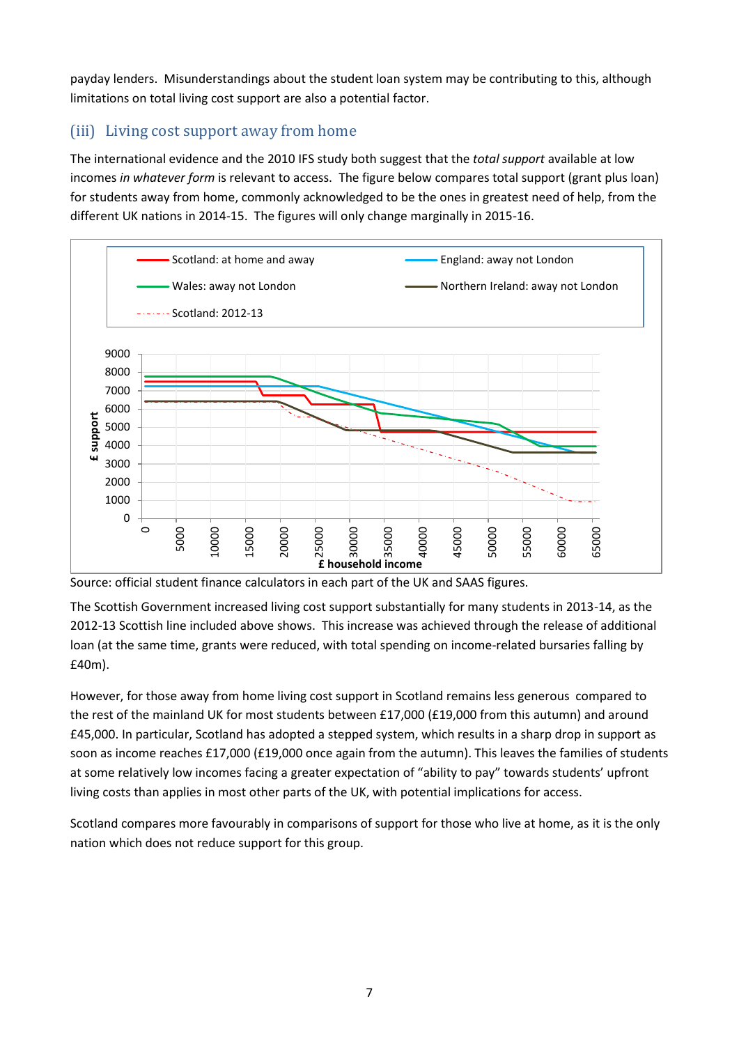payday lenders. Misunderstandings about the student loan system may be contributing to this, although limitations on total living cost support are also a potential factor.

## (iii) Living cost support away from home

The international evidence and the 2010 IFS study both suggest that the *total support* available at low incomes *in whatever form* is relevant to access. The figure below compares total support (grant plus loan) for students away from home, commonly acknowledged to be the ones in greatest need of help, from the different UK nations in 2014-15. The figures will only change marginally in 2015-16.

Source: official student finance calculators in each part of the UK and SAAS figures.

The Scottish Government increased living cost support substantially for many students in 2013-14, as the 2012-13 Scottish line included above shows. This increase was achieved through the release of additional loan (at the same time, grants were reduced, with total spending on income-related bursaries falling by £40m).

However, for those away from home living cost support in Scotland remains less generous compared to the rest of the mainland UK for most students between £17,000 (£19,000 from this autumn) and around £45,000. In particular, Scotland has adopted a stepped system, which results in a sharp drop in support as soon as income reaches £17,000 (£19,000 once again from the autumn). This leaves the families of students at some relatively low incomes facing a greater expectation of "ability to pay" towards students' upfront living costs than applies in most other parts of the UK, with potential implications for access.

Scotland compares more favourably in comparisons of support for those who live at home, as it is the only nation which does not reduce support for this group.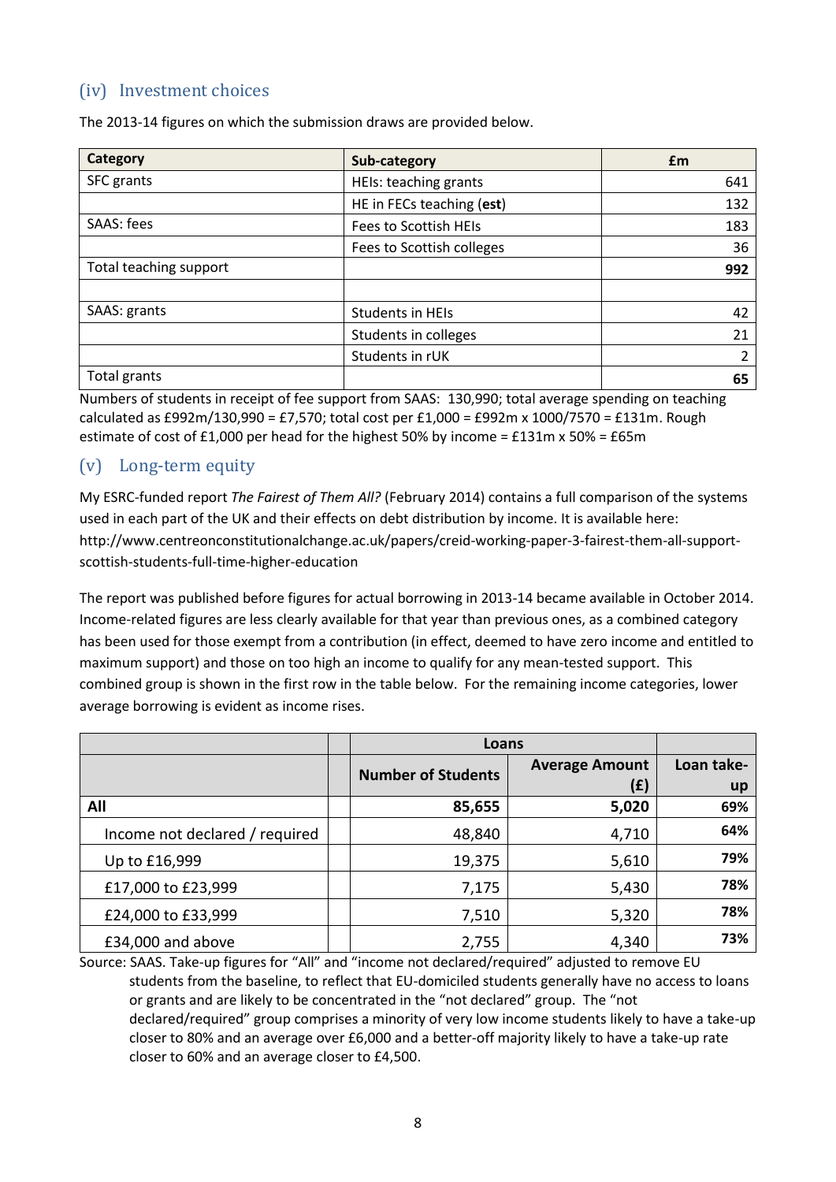## (iv) Investment choices

The 2013-14 figures on which the submission draws are provided below.

| Category | Sub-category | £m |
|---|---|---|
| SFC grants | HEIs: teaching grants | 641 |
| | HE in FECs teaching (**est**) | 132 |
| SAAS: fees | Fees to Scottish HEIs | 183 |
| | Fees to Scottish colleges | 36 |
| Total teaching support | | **992** |
| | | |
| SAAS: grants | Students in HEIs | 42 |
| | Students in colleges | 21 |
| | Students in rUK | 2 |
| Total grants | | **65** |

Numbers of students in receipt of fee support from SAAS: 130,990; total average spending on teaching calculated as £992m/130,990 = £7,570; total cost per £1,000 = £992m x 1000/7570 = £131m. Rough estimate of cost of £1,000 per head for the highest 50% by income = £131m x 50% = £65m

## (v) Long-term equity

My ESRC-funded report *The Fairest of Them All?* (February 2014) contains a full comparison of the systems used in each part of the UK and their effects on debt distribution by income. It is available here: http://www.centreonconstitutionalchange.ac.uk/papers/creid-working-paper-3-fairest-them-all-support-scottish-students-full-time-higher-education

The report was published before figures for actual borrowing in 2013-14 became available in October 2014. Income-related figures are less clearly available for that year than previous ones, as a combined category has been used for those exempt from a contribution (in effect, deemed to have zero income and entitled to maximum support) and those on too high an income to qualify for any mean-tested support. This combined group is shown in the first row in the table below. For the remaining income categories, lower average borrowing is evident as income rises.

| | | Loans | | |
|---|---|---|---|---|
| | | Number of Students | Average Amount (£) | Loan take-up |
| **All** | | **85,655** | **5,020** | **69%** |
| Income not declared / required | | 48,840 | 4,710 | **64%** |
| Up to £16,999 | | 19,375 | 5,610 | **79%** |
| £17,000 to £23,999 | | 7,175 | 5,430 | **78%** |
| £24,000 to £33,999 | | 7,510 | 5,320 | **78%** |
| £34,000 and above | | 2,755 | 4,340 | **73%** |

Source: SAAS. Take-up figures for "All" and "income not declared/required" adjusted to remove EU students from the baseline, to reflect that EU-domiciled students generally have no access to loans or grants and are likely to be concentrated in the "not declared" group. The "not declared/required" group comprises a minority of very low income students likely to have a take-up closer to 80% and an average over £6,000 and a better-off majority likely to have a take-up rate closer to 60% and an average closer to £4,500.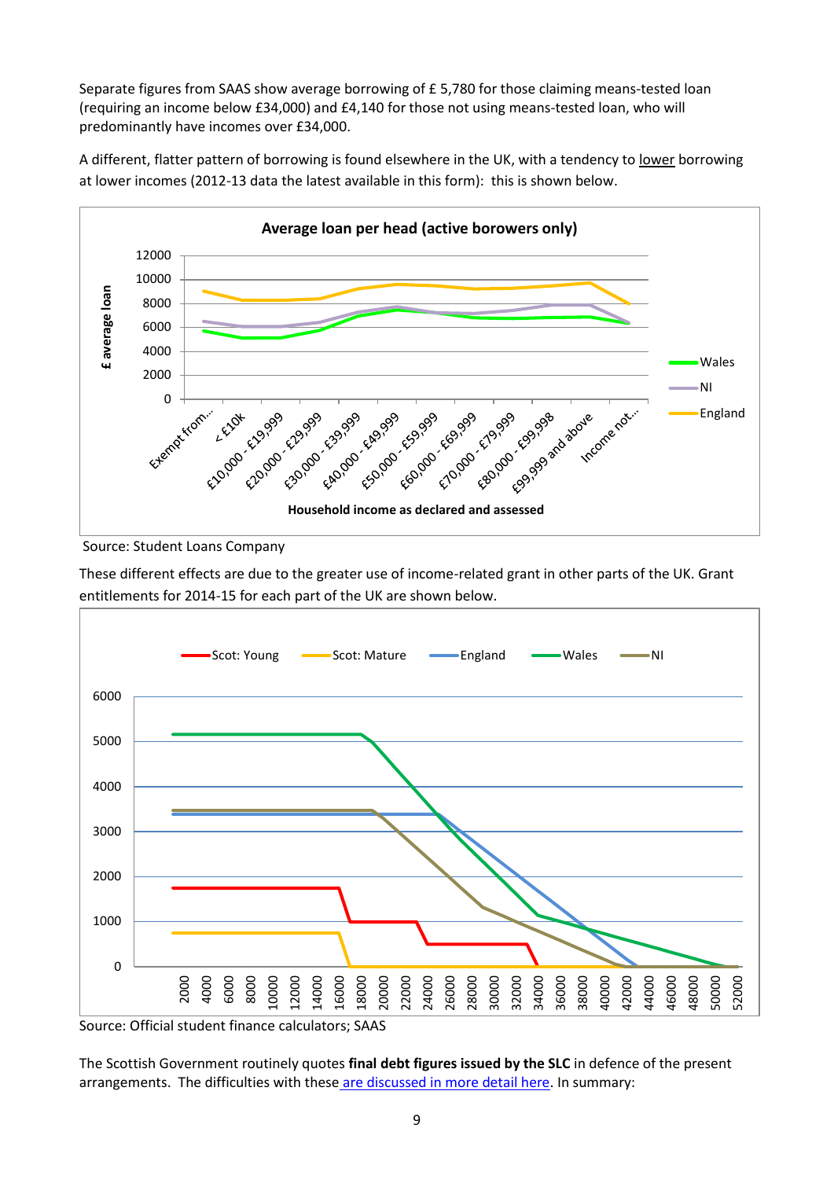Separate figures from SAAS show average borrowing of £ 5,780 for those claiming means-tested loan (requiring an income below £34,000) and £4,140 for those not using means-tested loan, who will predominantly have incomes over £34,000.

A different, flatter pattern of borrowing is found elsewhere in the UK, with a tendency to lower borrowing at lower incomes (2012-13 data the latest available in this form): this is shown below.

Source: Student Loans Company

These different effects are due to the greater use of income-related grant in other parts of the UK. Grant entitlements for 2014-15 for each part of the UK are shown below.

Source: Official student finance calculators; SAAS

The Scottish Government routinely quotes **final debt figures issued by the SLC** in defence of the present arrangements. The difficulties with these are discussed in more detail here. In summary: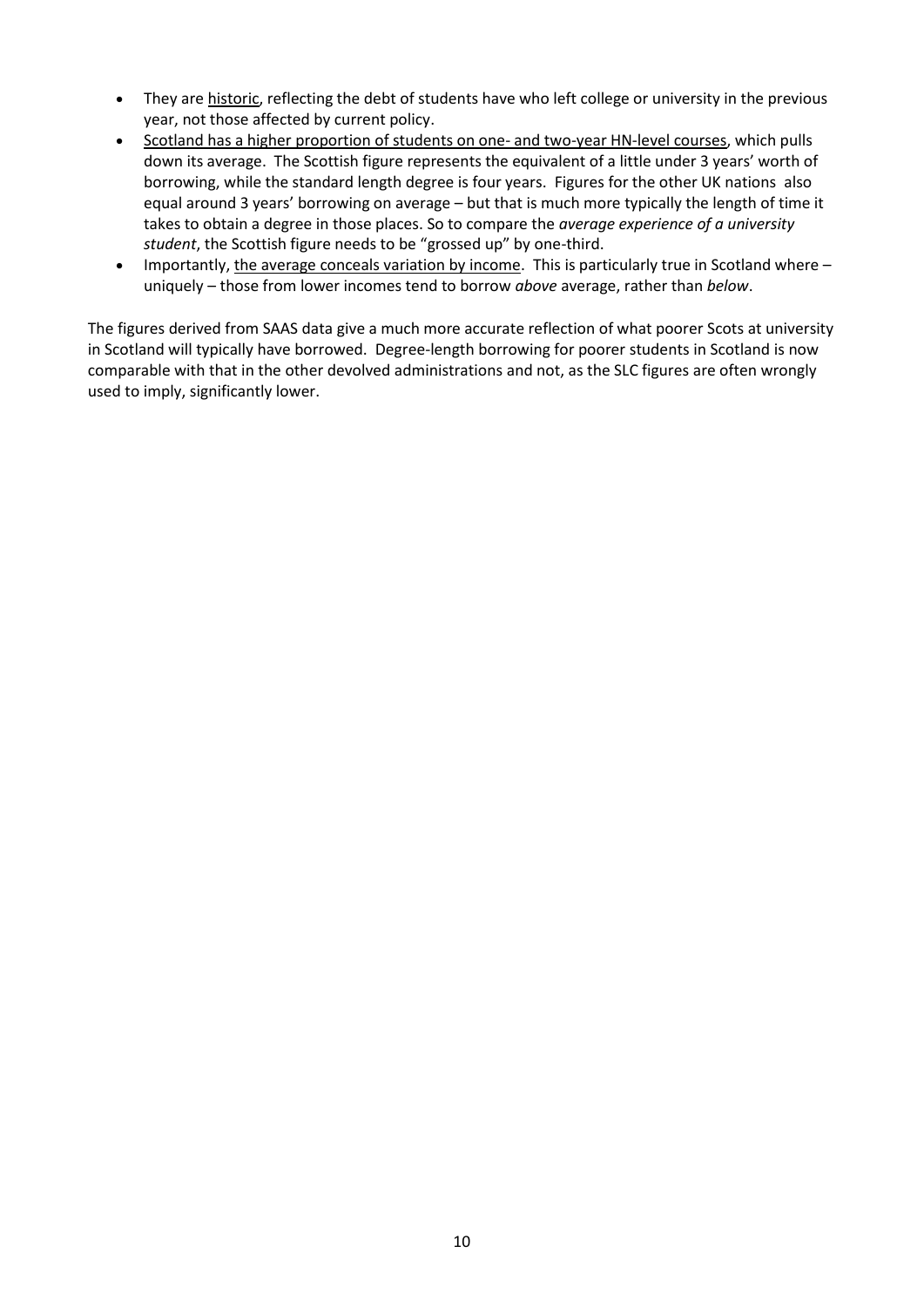- They are historic, reflecting the debt of students have who left college or university in the previous year, not those affected by current policy.
- Scotland has a higher proportion of students on one- and two-year HN-level courses, which pulls down its average. The Scottish figure represents the equivalent of a little under 3 years' worth of borrowing, while the standard length degree is four years. Figures for the other UK nations also equal around 3 years' borrowing on average – but that is much more typically the length of time it takes to obtain a degree in those places. So to compare the *average experience of a university student*, the Scottish figure needs to be "grossed up" by one-third.
- Importantly, the average conceals variation by income. This is particularly true in Scotland where – uniquely – those from lower incomes tend to borrow *above* average, rather than *below*.

The figures derived from SAAS data give a much more accurate reflection of what poorer Scots at university in Scotland will typically have borrowed. Degree-length borrowing for poorer students in Scotland is now comparable with that in the other devolved administrations and not, as the SLC figures are often wrongly used to imply, significantly lower.